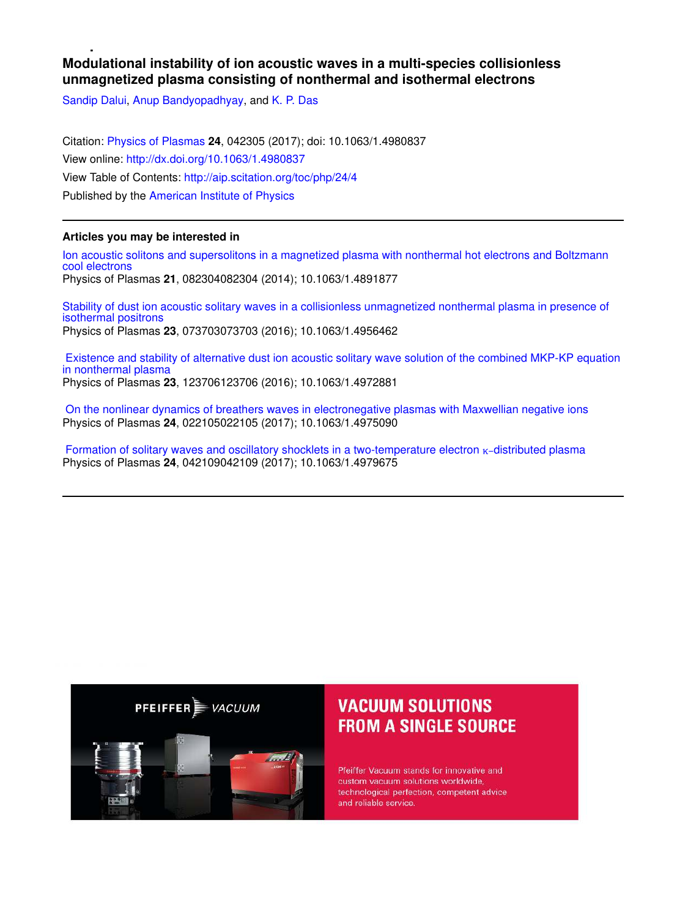# Modulational instability of ion acoustic waves in a multi-species collisionless unmagnetized plasma consisting of nonthermal and isothermal electrons

Sandip Dalui, Anup Bandyopadhyay, and K. P. Das

Citation: Physics of Plasmas **24**, 042305 (2017); doi: 10.1063/1.4980837

View online: http://dx.doi.org/10.1063/1.4980837

View Table of Contents: http://aip.scitation.org/toc/php/24/4

Published by the American Institute of Physics

---

### Articles you may be interested in

Ion acoustic solitons and supersolitons in a magnetized plasma with nonthermal hot electrons and Boltzmann cool electrons

Physics of Plasmas **21**, 082304082304 (2014); 10.1063/1.4891877

Stability of dust ion acoustic solitary waves in a collisionless unmagnetized nonthermal plasma in presence of isothermal positrons

Physics of Plasmas **23**, 073703073703 (2016); 10.1063/1.4956462

Existence and stability of alternative dust ion acoustic solitary wave solution of the combined MKP-KP equation in nonthermal plasma

Physics of Plasmas **23**, 123706123706 (2016); 10.1063/1.4972881

On the nonlinear dynamics of breathers waves in electronegative plasmas with Maxwellian negative ions

Physics of Plasmas **24**, 022105022105 (2017); 10.1063/1.4975090

Formation of solitary waves and oscillatory shocklets in a two-temperature electron κ-distributed plasma

Physics of Plasmas **24**, 042109042109 (2017); 10.1063/1.4979675

---

PFEIFFER VACUUM

VACUUM SOLUTIONS FROM A SINGLE SOURCE

Pfeiffer Vacuum stands for innovative and custom vacuum solutions worldwide, technological perfection, competent advice and reliable service.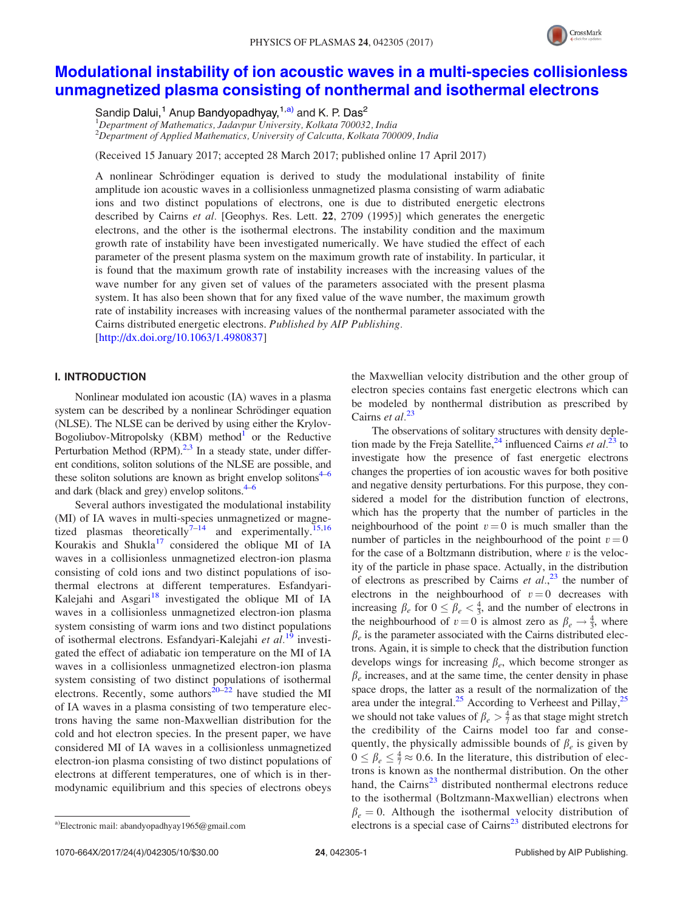# Modulational instability of ion acoustic waves in a multi-species collisionless unmagnetized plasma consisting of nonthermal and isothermal electrons

Sandip Dalui,[1] Anup Bandyopadhyay,[1,a)] and K. P. Das[2]

[1]*Department of Mathematics, Jadavpur University, Kolkata 700032, India*
[2]*Department of Applied Mathematics, University of Calcutta, Kolkata 700009, India*

(Received 15 January 2017; accepted 28 March 2017; published online 17 April 2017)

A nonlinear Schrödinger equation is derived to study the modulational instability of finite amplitude ion acoustic waves in a collisionless unmagnetized plasma consisting of warm adiabatic ions and two distinct populations of electrons, one is due to distributed energetic electrons described by Cairns *et al.* [Geophys. Res. Lett. **22**, 2709 (1995)] which generates the energetic electrons, and the other is the isothermal electrons. The instability condition and the maximum growth rate of instability have been investigated numerically. We have studied the effect of each parameter of the present plasma system on the maximum growth rate of instability. In particular, it is found that the maximum growth rate of instability increases with the increasing values of the wave number for any given set of values of the parameters associated with the present plasma system. It has also been shown that for any fixed value of the wave number, the maximum growth rate of instability increases with increasing values of the nonthermal parameter associated with the Cairns distributed energetic electrons. *Published by AIP Publishing.* [http://dx.doi.org/10.1063/1.4980837]

## I. INTRODUCTION

Nonlinear modulated ion acoustic (IA) waves in a plasma system can be described by a nonlinear Schrödinger equation (NLSE). The NLSE can be derived by using either the Krylov-Bogoliubov-Mitropolsky (KBM) method[1] or the Reductive Perturbation Method (RPM).[2,3] In a steady state, under different conditions, soliton solutions of the NLSE are possible, and these soliton solutions are known as bright envelop solitons[4–6] and dark (black and grey) envelop solitons.[4–6]

Several authors investigated the modulational instability (MI) of IA waves in multi-species unmagnetized or magnetized plasmas theoretically[7–14] and experimentally.[15,16] Kourakis and Shukla[17] considered the oblique MI of IA waves in a collisionless unmagnetized electron-ion plasma consisting of cold ions and two distinct populations of isothermal electrons at different temperatures. Esfandyari-Kalejahi and Asgari[18] investigated the oblique MI of IA waves in a collisionless unmagnetized electron-ion plasma system consisting of warm ions and two distinct populations of isothermal electrons. Esfandyari-Kalejahi *et al.*[19] investigated the effect of adiabatic ion temperature on the MI of IA waves in a collisionless unmagnetized electron-ion plasma system consisting of two distinct populations of isothermal electrons. Recently, some authors[20–22] have studied the MI of IA waves in a plasma consisting of two temperature electrons having the same non-Maxwellian distribution for the cold and hot electron species. In the present paper, we have considered MI of IA waves in a collisionless unmagnetized electron-ion plasma consisting of two distinct populations of electrons at different temperatures, one of which is in thermodynamic equilibrium and this species of electrons obeys the Maxwellian velocity distribution and the other group of electron species contains fast energetic electrons which can be modeled by nonthermal distribution as prescribed by Cairns *et al.*[23]

The observations of solitary structures with density depletion made by the Freja Satellite,[24] influenced Cairns *et al.*[23] to investigate how the presence of fast energetic electrons changes the properties of ion acoustic waves for both positive and negative density perturbations. For this purpose, they considered a model for the distribution function of electrons, which has the property that the number of particles in the neighbourhood of the point $v=0$ is much smaller than the number of particles in the neighbourhood of the point $v=0$ for the case of a Boltzmann distribution, where $v$ is the velocity of the particle in phase space. Actually, in the distribution of electrons as prescribed by Cairns *et al.*,[23] the number of electrons in the neighbourhood of $v=0$ decreases with increasing $\beta_e$ for $0 \leq \beta_e < \frac{4}{3}$, and the number of electrons in the neighbourhood of $v=0$ is almost zero as $\beta_e \to \frac{4}{3}$, where $\beta_e$ is the parameter associated with the Cairns distributed electrons. Again, it is simple to check that the distribution function develops wings for increasing $\beta_e$, which become stronger as $\beta_e$ increases, and at the same time, the center density in phase space drops, the latter as a result of the normalization of the area under the integral.[25] According to Verheest and Pillay,[25] we should not take values of $\beta_e > \frac{4}{7}$ as that stage might stretch the credibility of the Cairns model too far and consequently, the physically admissible bounds of $\beta_e$ is given by $0 \leq \beta_e \leq \frac{4}{7} \approx 0.6$. In the literature, this distribution of electrons is known as the nonthermal distribution. On the other hand, the Cairns[23] distributed nonthermal electrons reduce to the isothermal (Boltzmann-Maxwellian) electrons when $\beta_e = 0$. Although the isothermal velocity distribution of electrons is a special case of Cairns[23] distributed electrons for

a)Electronic mail: abandyopadhyay1965@gmail.com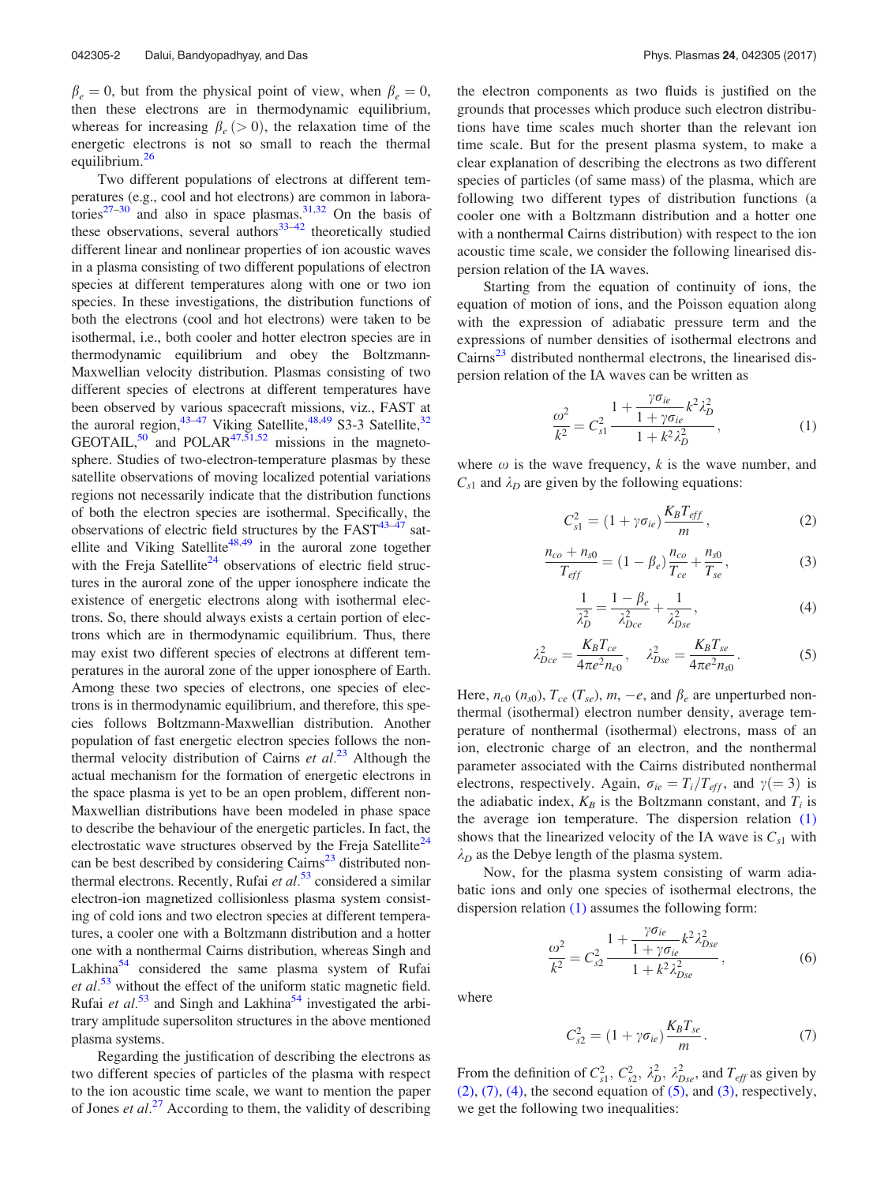$\beta_e = 0$, but from the physical point of view, when $\beta_e = 0$, then these electrons are in thermodynamic equilibrium, whereas for increasing $\beta_e\,(>0)$, the relaxation time of the energetic electrons is not so small to reach the thermal equilibrium.[26]

Two different populations of electrons at different temperatures (e.g., cool and hot electrons) are common in laboratories[27–30] and also in space plasmas.[31,32] On the basis of these observations, several authors[33–42] theoretically studied different linear and nonlinear properties of ion acoustic waves in a plasma consisting of two different populations of electron species at different temperatures along with one or two ion species. In these investigations, the distribution functions of both the electrons (cool and hot electrons) were taken to be isothermal, i.e., both cooler and hotter electron species are in thermodynamic equilibrium and obey the Boltzmann-Maxwellian velocity distribution. Plasmas consisting of two different species of electrons at different temperatures have been observed by various spacecraft missions, viz., FAST at the auroral region,[43–47] Viking Satellite,[48,49] S3-3 Satellite,[32] GEOTAIL,[50] and POLAR[47,51,52] missions in the magnetosphere. Studies of two-electron-temperature plasmas by these satellite observations of moving localized potential variations regions not necessarily indicate that the distribution functions of both the electron species are isothermal. Specifically, the observations of electric field structures by the FAST[43–47] satellite and Viking Satellite[48,49] in the auroral zone together with the Freja Satellite[24] observations of electric field structures in the auroral zone of the upper ionosphere indicate the existence of energetic electrons along with isothermal electrons. So, there should always exists a certain portion of electrons which are in thermodynamic equilibrium. Thus, there may exist two different species of electrons at different temperatures in the auroral zone of the upper ionosphere of Earth. Among these two species of electrons, one species of electrons is in thermodynamic equilibrium, and therefore, this species follows Boltzmann-Maxwellian distribution. Another population of fast energetic electron species follows the nonthermal velocity distribution of Cairns *et al.*[23] Although the actual mechanism for the formation of energetic electrons in the space plasma is yet to be an open problem, different non-Maxwellian distributions have been modeled in phase space to describe the behaviour of the energetic particles. In fact, the electrostatic wave structures observed by the Freja Satellite[24] can be best described by considering Cairns[23] distributed nonthermal electrons. Recently, Rufai *et al.*[53] considered a similar electron-ion magnetized collisionless plasma system consisting of cold ions and two electron species at different temperatures, a cooler one with a Boltzmann distribution and a hotter one with a nonthermal Cairns distribution, whereas Singh and Lakhina[54] considered the same plasma system of Rufai *et al.*[53] without the effect of the uniform static magnetic field. Rufai *et al.*[53] and Singh and Lakhina[54] investigated the arbitrary amplitude supersoliton structures in the above mentioned plasma systems.

Regarding the justification of describing the electrons as two different species of particles of the plasma with respect to the ion acoustic time scale, we want to mention the paper of Jones *et al.*[27] According to them, the validity of describing the electron components as two fluids is justified on the grounds that processes which produce such electron distributions have time scales much shorter than the relevant ion time scale. But for the present plasma system, to make a clear explanation of describing the electrons as two different species of particles (of same mass) of the plasma, which are following two different types of distribution functions (a cooler one with a Boltzmann distribution and a hotter one with a nonthermal Cairns distribution) with respect to the ion acoustic time scale, we consider the following linearised dispersion relation of the IA waves.

Starting from the equation of continuity of ions, the equation of motion of ions, and the Poisson equation along with the expression of adiabatic pressure term and the expressions of number densities of isothermal electrons and Cairns[23] distributed nonthermal electrons, the linearised dispersion relation of the IA waves can be written as

$$\frac{\omega^2}{k^2} = C_{s1}^2 \frac{1 + \dfrac{\gamma\sigma_{ie}}{1+\gamma\sigma_{ie}} k^2\lambda_D^2}{1 + k^2\lambda_D^2}, \tag{1}$$

where $\omega$ is the wave frequency, $k$ is the wave number, and $C_{s1}$ and $\lambda_D$ are given by the following equations:

$$C_{s1}^2 = (1+\gamma\sigma_{ie})\frac{K_B T_{eff}}{m}, \tag{2}$$

$$\frac{n_{c0} + n_{s0}}{T_{eff}} = (1-\beta_e)\frac{n_{c0}}{T_{ce}} + \frac{n_{s0}}{T_{se}}, \tag{3}$$

$$\frac{1}{\lambda_D^2} = \frac{1-\beta_e}{\lambda_{Dce}^2} + \frac{1}{\lambda_{Dse}^2}, \tag{4}$$

$$\lambda_{Dce}^2 = \frac{K_B T_{ce}}{4\pi e^2 n_{c0}}, \quad \lambda_{Dse}^2 = \frac{K_B T_{se}}{4\pi e^2 n_{s0}}. \tag{5}$$

Here, $n_{c0}$ ($n_{s0}$), $T_{ce}$ ($T_{se}$), $m$, $-e$, and $\beta_e$ are unperturbed nonthermal (isothermal) electron number density, average temperature of nonthermal (isothermal) electrons, mass of an ion, electronic charge of an electron, and the nonthermal parameter associated with the Cairns distributed nonthermal electrons, respectively. Again, $\sigma_{ie} = T_i/T_{eff}$, and $\gamma(=3)$ is the adiabatic index, $K_B$ is the Boltzmann constant, and $T_i$ is the average ion temperature. The dispersion relation (1) shows that the linearized velocity of the IA wave is $C_{s1}$ with $\lambda_D$ as the Debye length of the plasma system.

Now, for the plasma system consisting of warm adiabatic ions and only one species of isothermal electrons, the dispersion relation (1) assumes the following form:

$$\frac{\omega^2}{k^2} = C_{s2}^2 \frac{1 + \dfrac{\gamma\sigma_{ie}}{1+\gamma\sigma_{ie}} k^2\lambda_{Dse}^2}{1 + k^2\lambda_{Dse}^2}, \tag{6}$$

where

$$C_{s2}^2 = (1+\gamma\sigma_{ie})\frac{K_B T_{se}}{m}. \tag{7}$$

From the definition of $C_{s1}^2$, $C_{s2}^2$, $\lambda_D^2$, $\lambda_{Dse}^2$, and $T_{eff}$ as given by (2), (7), (4), the second equation of (5), and (3), respectively, we get the following two inequalities: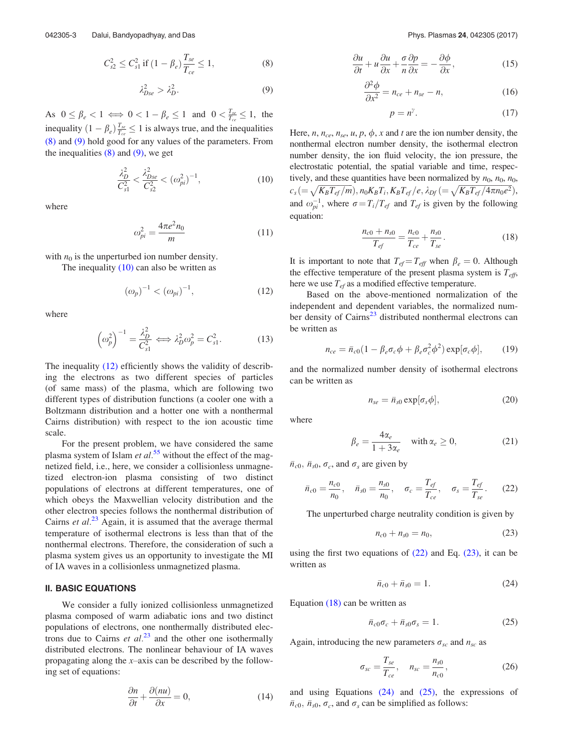$$C_{s2}^2 \leq C_{s1}^2 \text{ if } (1-\beta_e)\frac{T_{se}}{T_{ce}} \leq 1, \tag{8}$$

$$\lambda_{Dse}^2 > \lambda_D^2. \tag{9}$$

As $0 \leq \beta_e < 1 \iff 0 < 1-\beta_e \leq 1$ and $0 < \frac{T_{se}}{T_{ce}} \leq 1$, the inequality $(1-\beta_e)\frac{T_{se}}{T_{ce}} \leq 1$ is always true, and the inequalities (8) and (9) hold good for any values of the parameters. From the inequalities (8) and (9), we get

$$\frac{\lambda_D^2}{C_{s1}^2} < \frac{\lambda_{Dse}^2}{C_{s2}^2} < (\omega_{pi}^2)^{-1}, \tag{10}$$

where

$$\omega_{pi}^2 = \frac{4\pi e^2 n_0}{m} \tag{11}$$

with $n_0$ is the unperturbed ion number density.

The inequality (10) can also be written as

$$(\omega_p)^{-1} < (\omega_{pi})^{-1}, \tag{12}$$

where

$$\left(\omega_p^2\right)^{-1} = \frac{\lambda_D^2}{C_{s1}^2} \iff \lambda_D^2 \omega_p^2 = C_{s1}^2. \tag{13}$$

The inequality (12) efficiently shows the validity of describing the electrons as two different species of particles (of same mass) of the plasma, which are following two different types of distribution functions (a cooler one with a Boltzmann distribution and a hotter one with a nonthermal Cairns distribution) with respect to the ion acoustic time scale.

For the present problem, we have considered the same plasma system of Islam *et al.*[55] without the effect of the magnetized field, i.e., here, we consider a collisionless unmagnetized electron-ion plasma consisting of two distinct populations of electrons at different temperatures, one of which obeys the Maxwellian velocity distribution and the other electron species follows the nonthermal distribution of Cairns *et al.*[23] Again, it is assumed that the average thermal temperature of isothermal electrons is less than that of the nonthermal electrons. Therefore, the consideration of such a plasma system gives us an opportunity to investigate the MI of IA waves in a collisionless unmagnetized plasma.

## II. BASIC EQUATIONS

We consider a fully ionized collisionless unmagnetized plasma composed of warm adiabatic ions and two distinct populations of electrons, one nonthermally distributed electrons due to Cairns *et al.*[23] and the other one isothermally distributed electrons. The nonlinear behaviour of IA waves propagating along the $x$–axis can be described by the following set of equations:

$$\frac{\partial n}{\partial t} + \frac{\partial (nu)}{\partial x} = 0, \tag{14}$$

$$\frac{\partial u}{\partial t} + u\frac{\partial u}{\partial x} + \frac{\sigma}{n}\frac{\partial p}{\partial x} = -\frac{\partial \phi}{\partial x}, \tag{15}$$

$$\frac{\partial^2 \phi}{\partial x^2} = n_{ce} + n_{se} - n, \tag{16}$$

$$p = n^\gamma. \tag{17}$$

Here, $n$, $n_{ce}$, $n_{se}$, $u$, $p$, $\phi$, $x$ and $t$ are the ion number density, the nonthermal electron number density, the isothermal electron number density, the ion fluid velocity, the ion pressure, the electrostatic potential, the spatial variable and time, respectively, and these quantities have been normalized by $n_0$, $n_0$, $n_0$, $c_s(=\sqrt{K_B T_{ef}/m})$, $n_0 K_B T_i$, $K_B T_{ef}/e$, $\lambda_{Df}(=\sqrt{K_B T_{ef}/4\pi n_0 e^2})$, and $\omega_{pi}^{-1}$, where $\sigma = T_i/T_{ef}$ and $T_{ef}$ is given by the following equation:

$$\frac{n_{c0}+n_{s0}}{T_{ef}} = \frac{n_{c0}}{T_{ce}} + \frac{n_{s0}}{T_{se}}. \tag{18}$$

It is important to note that $T_{ef} = T_{eff}$ when $\beta_e = 0$. Although the effective temperature of the present plasma system is $T_{eff}$, here we use $T_{ef}$ as a modified effective temperature.

Based on the above-mentioned normalization of the independent and dependent variables, the normalized number density of Cairns[23] distributed nonthermal electrons can be written as

$$n_{ce} = \bar{n}_{c0}(1 - \beta_e\sigma_c\phi + \beta_e\sigma_c^2\phi^2)\exp[\sigma_c\phi], \tag{19}$$

and the normalized number density of isothermal electrons can be written as

$$n_{se} = \bar{n}_{s0}\exp[\sigma_s\phi], \tag{20}$$

where

$$\beta_e = \frac{4\alpha_e}{1+3\alpha_e} \quad \text{with } \alpha_e \geq 0, \tag{21}$$

$\bar{n}_{c0}$, $\bar{n}_{s0}$, $\sigma_c$, and $\sigma_s$ are given by

$$\bar{n}_{c0} = \frac{n_{c0}}{n_0}, \quad \bar{n}_{s0} = \frac{n_{s0}}{n_0}, \quad \sigma_c = \frac{T_{ef}}{T_{ce}}, \quad \sigma_s = \frac{T_{ef}}{T_{se}}. \tag{22}$$

The unperturbed charge neutrality condition is given by

$$n_{c0} + n_{s0} = n_0, \tag{23}$$

using the first two equations of (22) and Eq. (23), it can be written as

$$\bar{n}_{c0} + \bar{n}_{s0} = 1. \tag{24}$$

Equation (18) can be written as

$$\bar{n}_{c0}\sigma_c + \bar{n}_{s0}\sigma_s = 1. \tag{25}$$

Again, introducing the new parameters $\sigma_{sc}$ and $n_{sc}$ as

$$\sigma_{sc} = \frac{T_{se}}{T_{ce}}, \quad n_{sc} = \frac{n_{s0}}{n_{c0}}, \tag{26}$$

and using Equations (24) and (25), the expressions of $\bar{n}_{c0}$, $\bar{n}_{s0}$, $\sigma_c$, and $\sigma_s$ can be simplified as follows: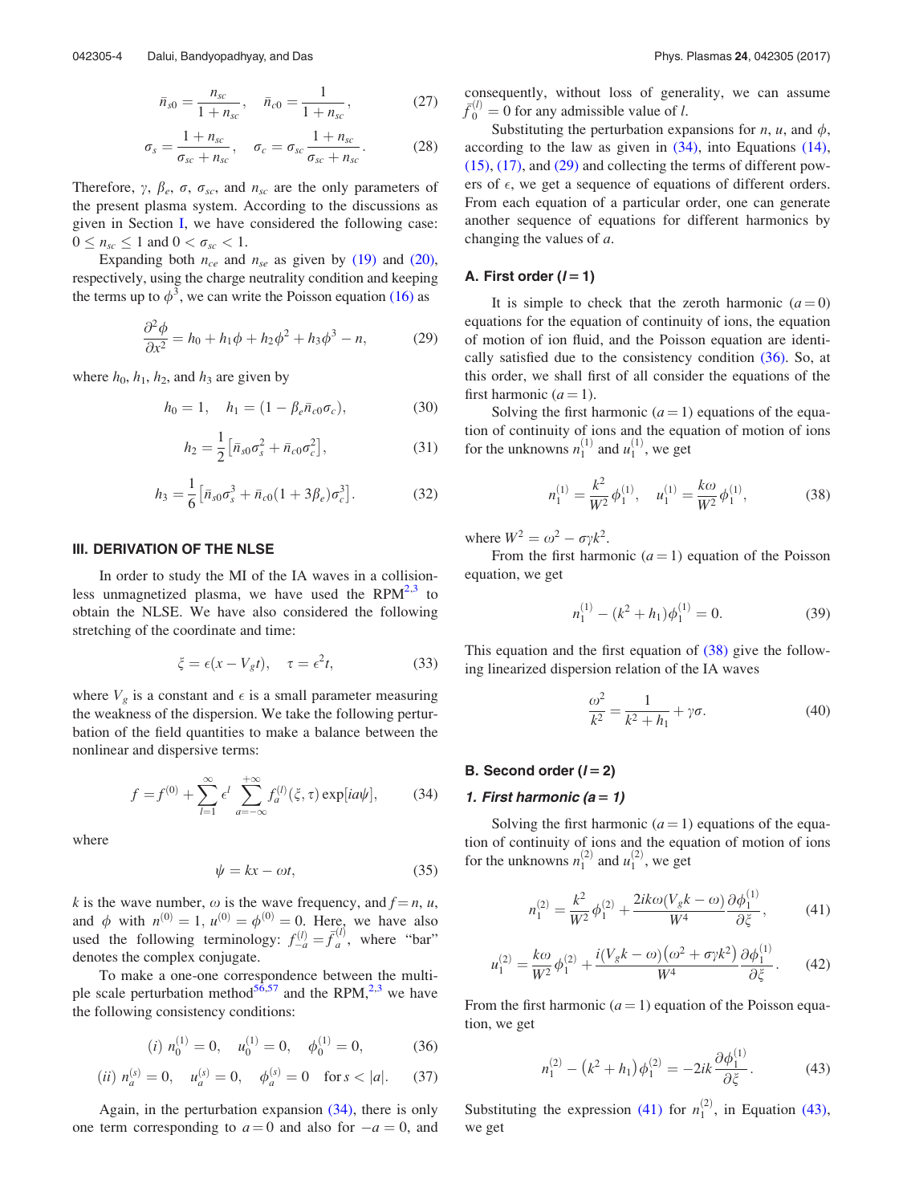$$\bar{n}_{s0} = \frac{n_{sc}}{1+n_{sc}}, \quad \bar{n}_{c0} = \frac{1}{1+n_{sc}}, \tag{27}$$

$$\sigma_s = \frac{1+n_{sc}}{\sigma_{sc}+n_{sc}}, \quad \sigma_c = \sigma_{sc}\frac{1+n_{sc}}{\sigma_{sc}+n_{sc}}. \tag{28}$$

Therefore, $\gamma$, $\beta_e$, $\sigma$, $\sigma_{sc}$, and $n_{sc}$ are the only parameters of the present plasma system. According to the discussions as given in Section I, we have considered the following case: $0 \le n_{sc} \le 1$ and $0 < \sigma_{sc} < 1$.

Expanding both $n_{ce}$ and $n_{se}$ as given by (19) and (20), respectively, using the charge neutrality condition and keeping the terms up to $\phi^3$, we can write the Poisson equation (16) as

$$\frac{\partial^2 \phi}{\partial x^2} = h_0 + h_1\phi + h_2\phi^2 + h_3\phi^3 - n, \tag{29}$$

where $h_0$, $h_1$, $h_2$, and $h_3$ are given by

$$h_0 = 1, \quad h_1 = (1 - \beta_e \bar{n}_{c0}\sigma_c), \tag{30}$$

$$h_2 = \frac{1}{2}\left[\bar{n}_{s0}\sigma_s^2 + \bar{n}_{c0}\sigma_c^2\right], \tag{31}$$

$$h_3 = \frac{1}{6}\left[\bar{n}_{s0}\sigma_s^3 + \bar{n}_{c0}(1+3\beta_e)\sigma_c^3\right]. \tag{32}$$

## III. DERIVATION OF THE NLSE

In order to study the MI of the IA waves in a collisionless unmagnetized plasma, we have used the RPM[2,3] to obtain the NLSE. We have also considered the following stretching of the coordinate and time:

$$\xi = \epsilon(x - V_g t), \quad \tau = \epsilon^2 t, \tag{33}$$

where $V_g$ is a constant and $\epsilon$ is a small parameter measuring the weakness of the dispersion. We take the following perturbation of the field quantities to make a balance between the nonlinear and dispersive terms:

$$f = f^{(0)} + \sum_{l=1}^{\infty} \epsilon^l \sum_{a=-\infty}^{+\infty} f_a^{(l)}(\xi,\tau)\exp[ia\psi], \tag{34}$$

where

$$\psi = kx - \omega t, \tag{35}$$

$k$ is the wave number, $\omega$ is the wave frequency, and $f = n$, $u$, and $\phi$ with $n^{(0)} = 1$, $u^{(0)} = \phi^{(0)} = 0$. Here, we have also used the following terminology: $f_{-a}^{(l)} = \bar{f}_a^{(l)}$, where "bar" denotes the complex conjugate.

To make a one-one correspondence between the multiple scale perturbation method[56,57] and the RPM,[2,3] we have the following consistency conditions:

$$(i)\ n_0^{(1)} = 0, \quad u_0^{(1)} = 0, \quad \phi_0^{(1)} = 0, \tag{36}$$

$$(ii)\ n_a^{(s)} = 0, \quad u_a^{(s)} = 0, \quad \phi_a^{(s)} = 0 \quad \text{for } s < |a|. \tag{37}$$

Again, in the perturbation expansion (34), there is only one term corresponding to $a = 0$ and also for $-a = 0$, and consequently, without loss of generality, we can assume $\bar{f}_0^{(l)} = 0$ for any admissible value of $l$.

Substituting the perturbation expansions for $n$, $u$, and $\phi$, according to the law as given in (34), into Equations (14), (15), (17), and (29) and collecting the terms of different powers of $\epsilon$, we get a sequence of equations of different orders. From each equation of a particular order, one can generate another sequence of equations for different harmonics by changing the values of $a$.

### A. First order ($l = 1$)

It is simple to check that the zeroth harmonic ($a = 0$) equations for the equation of continuity of ions, the equation of motion of ion fluid, and the Poisson equation are identically satisfied due to the consistency condition (36). So, at this order, we shall first of all consider the equations of the first harmonic ($a = 1$).

Solving the first harmonic ($a = 1$) equations of the equation of continuity of ions and the equation of motion of ions for the unknowns $n_1^{(1)}$ and $u_1^{(1)}$, we get

$$n_1^{(1)} = \frac{k^2}{W^2}\phi_1^{(1)}, \quad u_1^{(1)} = \frac{k\omega}{W^2}\phi_1^{(1)}, \tag{38}$$

where $W^2 = \omega^2 - \sigma\gamma k^2$.

From the first harmonic ($a = 1$) equation of the Poisson equation, we get

$$n_1^{(1)} - (k^2 + h_1)\phi_1^{(1)} = 0. \tag{39}$$

This equation and the first equation of (38) give the following linearized dispersion relation of the IA waves

$$\frac{\omega^2}{k^2} = \frac{1}{k^2 + h_1} + \gamma\sigma. \tag{40}$$

### B. Second order ($l = 2$)

#### 1. First harmonic ($a = 1$)

Solving the first harmonic ($a = 1$) equations of the equation of continuity of ions and the equation of motion of ions for the unknowns $n_1^{(2)}$ and $u_1^{(2)}$, we get

$$n_1^{(2)} = \frac{k^2}{W^2}\phi_1^{(2)} + \frac{2ik\omega(V_g k - \omega)}{W^4}\frac{\partial \phi_1^{(1)}}{\partial \xi}, \tag{41}$$

$$u_1^{(2)} = \frac{k\omega}{W^2}\phi_1^{(2)} + \frac{i(V_g k - \omega)(\omega^2 + \sigma\gamma k^2)}{W^4}\frac{\partial \phi_1^{(1)}}{\partial \xi}. \tag{42}$$

From the first harmonic ($a = 1$) equation of the Poisson equation, we get

$$n_1^{(2)} - (k^2 + h_1)\phi_1^{(2)} = -2ik\frac{\partial \phi_1^{(1)}}{\partial \xi}. \tag{43}$$

Substituting the expression (41) for $n_1^{(2)}$, in Equation (43), we get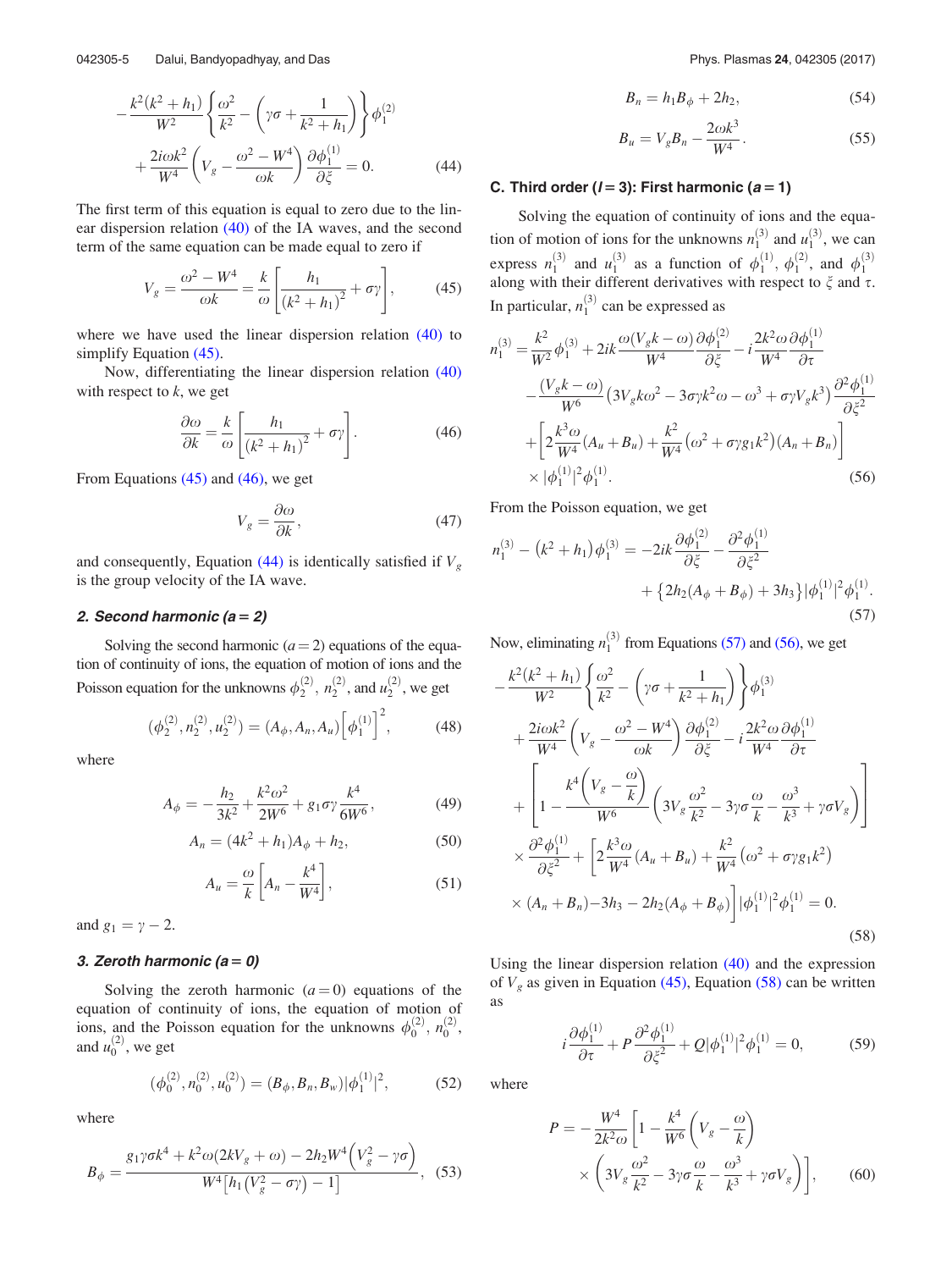$$
-\frac{k^2(k^2+h_1)}{W^2}\left\{\frac{\omega^2}{k^2}-\left(\gamma\sigma+\frac{1}{k^2+h_1}\right)\right\}\phi_1^{(2)}
+\frac{2i\omega k^2}{W^4}\left(V_g-\frac{\omega^2-W^4}{\omega k}\right)\frac{\partial\phi_1^{(1)}}{\partial\xi}=0. \tag{44}
$$

The first term of this equation is equal to zero due to the linear dispersion relation (40) of the IA waves, and the second term of the same equation can be made equal to zero if

$$
V_g=\frac{\omega^2-W^4}{\omega k}=\frac{k}{\omega}\left[\frac{h_1}{(k^2+h_1)^2}+\sigma\gamma\right], \tag{45}
$$

where we have used the linear dispersion relation (40) to simplify Equation (45).

Now, differentiating the linear dispersion relation (40) with respect to $k$, we get

$$
\frac{\partial\omega}{\partial k}=\frac{k}{\omega}\left[\frac{h_1}{(k^2+h_1)^2}+\sigma\gamma\right]. \tag{46}
$$

From Equations (45) and (46), we get

$$
V_g=\frac{\partial\omega}{\partial k}, \tag{47}
$$

and consequently, Equation (44) is identically satisfied if $V_g$ is the group velocity of the IA wave.

### 2. Second harmonic ($a=2$)

Solving the second harmonic ($a=2$) equations of the equation of continuity of ions, the equation of motion of ions and the Poisson equation for the unknowns $\phi_2^{(2)}$, $n_2^{(2)}$, and $u_2^{(2)}$, we get

$$
(\phi_2^{(2)},n_2^{(2)},u_2^{(2)})=(A_\phi,A_n,A_u)\left[\phi_1^{(1)}\right]^2, \tag{48}
$$

where

$$
A_\phi=-\frac{h_2}{3k^2}+\frac{k^2\omega^2}{2W^6}+g_1\sigma\gamma\frac{k^4}{6W^6}, \tag{49}
$$

$$
A_n=(4k^2+h_1)A_\phi+h_2, \tag{50}
$$

$$
A_u=\frac{\omega}{k}\left[A_n-\frac{k^4}{W^4}\right], \tag{51}
$$

and $g_1=\gamma-2$.

### 3. Zeroth harmonic ($a=0$)

Solving the zeroth harmonic ($a=0$) equations of the equation of continuity of ions, the equation of motion of ions, and the Poisson equation for the unknowns $\phi_0^{(2)}$, $n_0^{(2)}$, and $u_0^{(2)}$, we get

$$
(\phi_0^{(2)},n_0^{(2)},u_0^{(2)})=(B_\phi,B_n,B_w)|\phi_1^{(1)}|^2, \tag{52}
$$

where

$$
B_\phi=\frac{g_1\gamma\sigma k^4+k^2\omega(2kV_g+\omega)-2h_2W^4\left(V_g^2-\gamma\sigma\right)}{W^4\left[h_1\left(V_g^2-\sigma\gamma\right)-1\right]}, \tag{53}
$$

$$
B_n=h_1B_\phi+2h_2, \tag{54}
$$

$$
B_u=V_gB_n-\frac{2\omega k^3}{W^4}. \tag{55}
$$

## C. Third order ($l=3$): First harmonic ($a=1$)

Solving the equation of continuity of ions and the equation of motion of ions for the unknowns $n_1^{(3)}$ and $u_1^{(3)}$, we can express $n_1^{(3)}$ and $u_1^{(3)}$ as a function of $\phi_1^{(1)}$, $\phi_1^{(2)}$, and $\phi_1^{(3)}$ along with their different derivatives with respect to $\xi$ and $\tau$. In particular, $n_1^{(3)}$ can be expressed as

$$
\begin{aligned}
n_1^{(3)}=&\frac{k^2}{W^2}\phi_1^{(3)}+2ik\frac{\omega(V_gk-\omega)}{W^4}\frac{\partial\phi_1^{(2)}}{\partial\xi}-i\frac{2k^2\omega}{W^4}\frac{\partial\phi_1^{(1)}}{\partial\tau}\\
&-\frac{(V_gk-\omega)}{W^6}\left(3V_gk\omega^2-3\sigma\gamma k^2\omega-\omega^3+\sigma\gamma V_gk^3\right)\frac{\partial^2\phi_1^{(1)}}{\partial\xi^2}\\
&+\left[2\frac{k^3\omega}{W^4}(A_u+B_u)+\frac{k^2}{W^4}\left(\omega^2+\sigma\gamma g_1k^2\right)(A_n+B_n)\right]\\
&\times|\phi_1^{(1)}|^2\phi_1^{(1)}.
\end{aligned} \tag{56}
$$

From the Poisson equation, we get

$$
n_1^{(3)}-\left(k^2+h_1\right)\phi_1^{(3)}=-2ik\frac{\partial\phi_1^{(2)}}{\partial\xi}-\frac{\partial^2\phi_1^{(1)}}{\partial\xi^2}
+\left\{2h_2(A_\phi+B_\phi)+3h_3\right\}|\phi_1^{(1)}|^2\phi_1^{(1)}. \tag{57}
$$

Now, eliminating $n_1^{(3)}$ from Equations (57) and (56), we get

$$
\begin{aligned}
&-\frac{k^2(k^2+h_1)}{W^2}\left\{\frac{\omega^2}{k^2}-\left(\gamma\sigma+\frac{1}{k^2+h_1}\right)\right\}\phi_1^{(3)}\\
&+\frac{2i\omega k^2}{W^4}\left(V_g-\frac{\omega^2-W^4}{\omega k}\right)\frac{\partial\phi_1^{(2)}}{\partial\xi}-i\frac{2k^2\omega}{W^4}\frac{\partial\phi_1^{(1)}}{\partial\tau}\\
&+\left[1-\frac{k^4\left(V_g-\frac{\omega}{k}\right)}{W^6}\left(3V_g\frac{\omega^2}{k^2}-3\gamma\sigma\frac{\omega}{k}-\frac{\omega^3}{k^3}+\gamma\sigma V_g\right)\right]\\
&\times\frac{\partial^2\phi_1^{(1)}}{\partial\xi^2}+\left[2\frac{k^3\omega}{W^4}(A_u+B_u)+\frac{k^2}{W^4}\left(\omega^2+\sigma\gamma g_1k^2\right)\right.\\
&\left.\times(A_n+B_n)-3h_3-2h_2(A_\phi+B_\phi)\right]|\phi_1^{(1)}|^2\phi_1^{(1)}=0.
\end{aligned} \tag{58}
$$

Using the linear dispersion relation (40) and the expression of $V_g$ as given in Equation (45), Equation (58) can be written as

$$
i\frac{\partial\phi_1^{(1)}}{\partial\tau}+P\frac{\partial^2\phi_1^{(1)}}{\partial\xi^2}+Q|\phi_1^{(1)}|^2\phi_1^{(1)}=0, \tag{59}
$$

where

$$
P=-\frac{W^4}{2k^2\omega}\left[1-\frac{k^4}{W^6}\left(V_g-\frac{\omega}{k}\right)
\times\left(3V_g\frac{\omega^2}{k^2}-3\gamma\sigma\frac{\omega}{k}-\frac{\omega^3}{k^3}+\gamma\sigma V_g\right)\right], \tag{60}
$$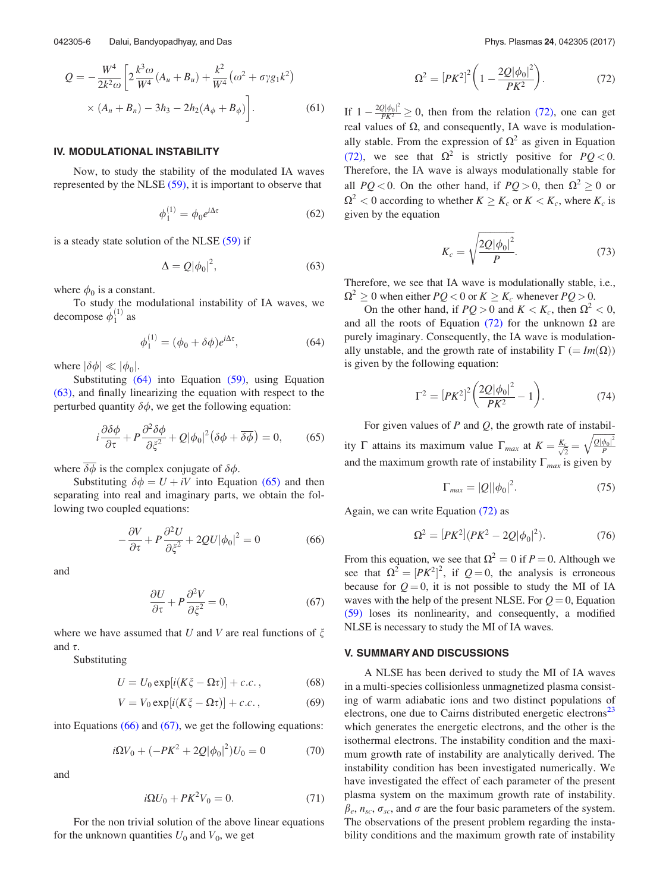$$Q = -\frac{W^4}{2k^2\omega}\left[2\frac{k^3\omega}{W^4}(A_u + B_u) + \frac{k^2}{W^4}(\omega^2 + \sigma\gamma g_1 k^2) \times (A_n + B_n) - 3h_3 - 2h_2(A_\phi + B_\phi)\right]. \quad (61)$$

## IV. MODULATIONAL INSTABILITY

Now, to study the stability of the modulated IA waves represented by the NLSE (59), it is important to observe that

$$\phi_1^{(1)} = \phi_0 e^{i\Delta\tau} \quad (62)$$

is a steady state solution of the NLSE (59) if

$$\Delta = Q|\phi_0|^2, \quad (63)$$

where $\phi_0$ is a constant.

To study the modulational instability of IA waves, we decompose $\phi_1^{(1)}$ as

$$\phi_1^{(1)} = (\phi_0 + \delta\phi)e^{i\Delta\tau}, \quad (64)$$

where $|\delta\phi| \ll |\phi_0|$.

Substituting (64) into Equation (59), using Equation (63), and finally linearizing the equation with respect to the perturbed quantity $\delta\phi$, we get the following equation:

$$i\frac{\partial \delta\phi}{\partial \tau} + P\frac{\partial^2 \delta\phi}{\partial \xi^2} + Q|\phi_0|^2(\delta\phi + \overline{\delta\phi}) = 0, \quad (65)$$

where $\overline{\delta\phi}$ is the complex conjugate of $\delta\phi$.

Substituting $\delta\phi = U + iV$ into Equation (65) and then separating into real and imaginary parts, we obtain the following two coupled equations:

$$-\frac{\partial V}{\partial \tau} + P\frac{\partial^2 U}{\partial \xi^2} + 2QU|\phi_0|^2 = 0 \quad (66)$$

and

$$\frac{\partial U}{\partial \tau} + P\frac{\partial^2 V}{\partial \xi^2} = 0, \quad (67)$$

where we have assumed that $U$ and $V$ are real functions of $\xi$ and $\tau$.

Substituting

$$U = U_0 \exp[i(K\xi - \Omega\tau)] + c.c., \quad (68)$$

$$V = V_0 \exp[i(K\xi - \Omega\tau)] + c.c., \quad (69)$$

into Equations (66) and (67), we get the following equations:

$$i\Omega V_0 + (-PK^2 + 2Q|\phi_0|^2)U_0 = 0 \quad (70)$$

and

$$i\Omega U_0 + PK^2 V_0 = 0. \quad (71)$$

For the non trivial solution of the above linear equations for the unknown quantities $U_0$ and $V_0$, we get

$$\Omega^2 = [PK^2]^2\left(1 - \frac{2Q|\phi_0|^2}{PK^2}\right). \quad (72)$$

If $1 - \frac{2Q|\phi_0|^2}{PK^2} \geq 0$, then from the relation (72), one can get real values of $\Omega$, and consequently, IA wave is modulationally stable. From the expression of $\Omega^2$ as given in Equation (72), we see that $\Omega^2$ is strictly positive for $PQ < 0$. Therefore, the IA wave is always modulationally stable for all $PQ < 0$. On the other hand, if $PQ > 0$, then $\Omega^2 \geq 0$ or $\Omega^2 < 0$ according to whether $K \geq K_c$ or $K < K_c$, where $K_c$ is given by the equation

$$K_c = \sqrt{\frac{2Q|\phi_0|^2}{P}}. \quad (73)$$

Therefore, we see that IA wave is modulationally stable, i.e., $\Omega^2 \geq 0$ when either $PQ < 0$ or $K \geq K_c$ whenever $PQ > 0$.

On the other hand, if $PQ > 0$ and $K < K_c$, then $\Omega^2 < 0$, and all the roots of Equation (72) for the unknown $\Omega$ are purely imaginary. Consequently, the IA wave is modulationally unstable, and the growth rate of instability $\Gamma$ $(= Im(\Omega))$ is given by the following equation:

$$\Gamma^2 = [PK^2]^2\left(\frac{2Q|\phi_0|^2}{PK^2} - 1\right). \quad (74)$$

For given values of $P$ and $Q$, the growth rate of instability $\Gamma$ attains its maximum value $\Gamma_{max}$ at $K = \frac{K_c}{\sqrt{2}} = \sqrt{\frac{Q|\phi_0|^2}{P}}$ and the maximum growth rate of instability $\Gamma_{max}$ is given by

$$\Gamma_{max} = |Q||\phi_0|^2. \quad (75)$$

Again, we can write Equation (72) as

$$\Omega^2 = [PK^2](PK^2 - 2Q|\phi_0|^2). \quad (76)$$

From this equation, we see that $\Omega^2 = 0$ if $P = 0$. Although we see that $\Omega^2 = [PK^2]^2$, if $Q = 0$, the analysis is erroneous because for $Q = 0$, it is not possible to study the MI of IA waves with the help of the present NLSE. For $Q = 0$, Equation (59) loses its nonlinearity, and consequently, a modified NLSE is necessary to study the MI of IA waves.

## V. SUMMARY AND DISCUSSIONS

A NLSE has been derived to study the MI of IA waves in a multi-species collisionless unmagnetized plasma consisting of warm adiabatic ions and two distinct populations of electrons, one due to Cairns distributed energetic electrons[23] which generates the energetic electrons, and the other is the isothermal electrons. The instability condition and the maximum growth rate of instability are analytically derived. The instability condition has been investigated numerically. We have investigated the effect of each parameter of the present plasma system on the maximum growth rate of instability. $\beta_e$, $n_{sc}$, $\sigma_{sc}$, and $\sigma$ are the four basic parameters of the system. The observations of the present problem regarding the instability conditions and the maximum growth rate of instability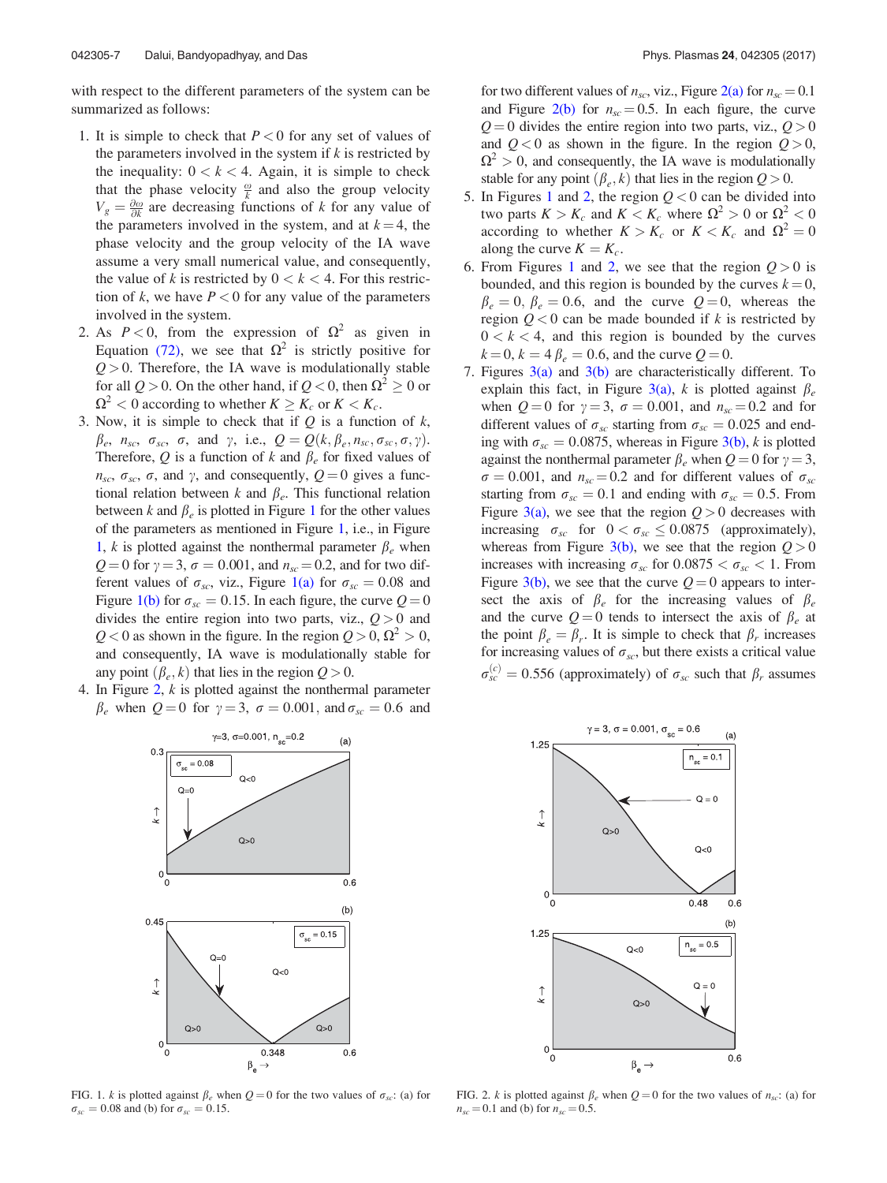with respect to the different parameters of the system can be summarized as follows:

1. It is simple to check that $P < 0$ for any set of values of the parameters involved in the system if $k$ is restricted by the inequality: $0 < k < 4$. Again, it is simple to check that the phase velocity $\frac{\omega}{k}$ and also the group velocity $V_g = \frac{\partial \omega}{\partial k}$ are decreasing functions of $k$ for any value of the parameters involved in the system, and at $k = 4$, the phase velocity and the group velocity of the IA wave assume a very small numerical value, and consequently, the value of $k$ is restricted by $0 < k < 4$. For this restriction of $k$, we have $P < 0$ for any value of the parameters involved in the system.
2. As $P < 0$, from the expression of $\Omega^2$ as given in Equation (72), we see that $\Omega^2$ is strictly positive for $Q > 0$. Therefore, the IA wave is modulationally stable for all $Q > 0$. On the other hand, if $Q < 0$, then $\Omega^2 \geq 0$ or $\Omega^2 < 0$ according to whether $K \geq K_c$ or $K < K_c$.
3. Now, it is simple to check that if $Q$ is a function of $k$, $\beta_e$, $n_{sc}$, $\sigma_{sc}$, $\sigma$, and $\gamma$, i.e., $Q = Q(k, \beta_e, n_{sc}, \sigma_{sc}, \sigma, \gamma)$. Therefore, $Q$ is a function of $k$ and $\beta_e$ for fixed values of $n_{sc}$, $\sigma_{sc}$, $\sigma$, and $\gamma$, and consequently, $Q = 0$ gives a functional relation between $k$ and $\beta_e$. This functional relation between $k$ and $\beta_e$ is plotted in Figure 1 for the other values of the parameters as mentioned in Figure 1, i.e., in Figure 1, $k$ is plotted against the nonthermal parameter $\beta_e$ when $Q = 0$ for $\gamma = 3$, $\sigma = 0.001$, and $n_{sc} = 0.2$, and for two different values of $\sigma_{sc}$, viz., Figure 1(a) for $\sigma_{sc} = 0.08$ and Figure 1(b) for $\sigma_{sc} = 0.15$. In each figure, the curve $Q = 0$ divides the entire region into two parts, viz., $Q > 0$ and $Q < 0$ as shown in the figure. In the region $Q > 0$, $\Omega^2 > 0$, and consequently, IA wave is modulationally stable for any point $(\beta_e, k)$ that lies in the region $Q > 0$.
4. In Figure 2, $k$ is plotted against the nonthermal parameter $\beta_e$ when $Q = 0$ for $\gamma = 3$, $\sigma = 0.001$, and $\sigma_{sc} = 0.6$ and for two different values of $n_{sc}$, viz., Figure 2(a) for $n_{sc} = 0.1$ and Figure 2(b) for $n_{sc} = 0.5$. In each figure, the curve $Q = 0$ divides the entire region into two parts, viz., $Q > 0$ and $Q < 0$ as shown in the figure. In the region $Q > 0$, $\Omega^2 > 0$, and consequently, the IA wave is modulationally stable for any point $(\beta_e, k)$ that lies in the region $Q > 0$.
5. In Figures 1 and 2, the region $Q < 0$ can be divided into two parts $K > K_c$ and $K < K_c$ where $\Omega^2 > 0$ or $\Omega^2 < 0$ according to whether $K > K_c$ or $K < K_c$ and $\Omega^2 = 0$ along the curve $K = K_c$.
6. From Figures 1 and 2, we see that the region $Q > 0$ is bounded, and this region is bounded by the curves $k = 0$, $\beta_e = 0$, $\beta_e = 0.6$, and the curve $Q = 0$, whereas the region $Q < 0$ can be made bounded if $k$ is restricted by $0 < k < 4$, and this region is bounded by the curves $k = 0$, $k = 4$ $\beta_e = 0.6$, and the curve $Q = 0$.
7. Figures 3(a) and 3(b) are characteristically different. To explain this fact, in Figure 3(a), $k$ is plotted against $\beta_e$ when $Q = 0$ for $\gamma = 3$, $\sigma = 0.001$, and $n_{sc} = 0.2$ and for different values of $\sigma_{sc}$ starting from $\sigma_{sc} = 0.025$ and ending with $\sigma_{sc} = 0.0875$, whereas in Figure 3(b), $k$ is plotted against the nonthermal parameter $\beta_e$ when $Q = 0$ for $\gamma = 3$, $\sigma = 0.001$, and $n_{sc} = 0.2$ and for different values of $\sigma_{sc}$ starting from $\sigma_{sc} = 0.1$ and ending with $\sigma_{sc} = 0.5$. From Figure 3(a), we see that the region $Q > 0$ decreases with increasing $\sigma_{sc}$ for $0 < \sigma_{sc} \leq 0.0875$ (approximately), whereas from Figure 3(b), we see that the region $Q > 0$ increases with increasing $\sigma_{sc}$ for $0.0875 < \sigma_{sc} < 1$. From Figure 3(b), we see that the curve $Q = 0$ appears to intersect the axis of $\beta_e$ for the increasing values of $\beta_e$ and the curve $Q = 0$ tends to intersect the axis of $\beta_e$ at the point $\beta_e = \beta_r$. It is simple to check that $\beta_r$ increases for increasing values of $\sigma_{sc}$, but there exists a critical value $\sigma_{sc}^{(c)} = 0.556$ (approximately) of $\sigma_{sc}$ such that $\beta_r$ assumes

γ=3, σ=0.001, $n_{sc}$=0.2

(a)

0.3

$\sigma_{sc}$ = 0.08

Q=0

Q<0

k →

Q>0

0

0

0.6

(b)

0.45

$\sigma_{sc}$ = 0.15

Q=0

Q<0

k →

Q>0

Q>0

0

0

0.348

0.6

$\beta_e$ →

FIG. 1. $k$ is plotted against $\beta_e$ when $Q = 0$ for the two values of $\sigma_{sc}$: (a) for $\sigma_{sc} = 0.08$ and (b) for $\sigma_{sc} = 0.15$.

γ = 3, σ = 0.001, $\sigma_{sc}$ = 0.6

(a)

1.25

$n_{sc}$ = 0.1

Q = 0

k →

Q>0

Q<0

0

0

0.48

0.6

(b)

1.25

Q<0

$n_{sc}$ = 0.5

Q = 0

k →

Q>0

0

0

0.6

$\beta_e$ →

FIG. 2. $k$ is plotted against $\beta_e$ when $Q = 0$ for the two values of $n_{sc}$: (a) for $n_{sc} = 0.1$ and (b) for $n_{sc} = 0.5$.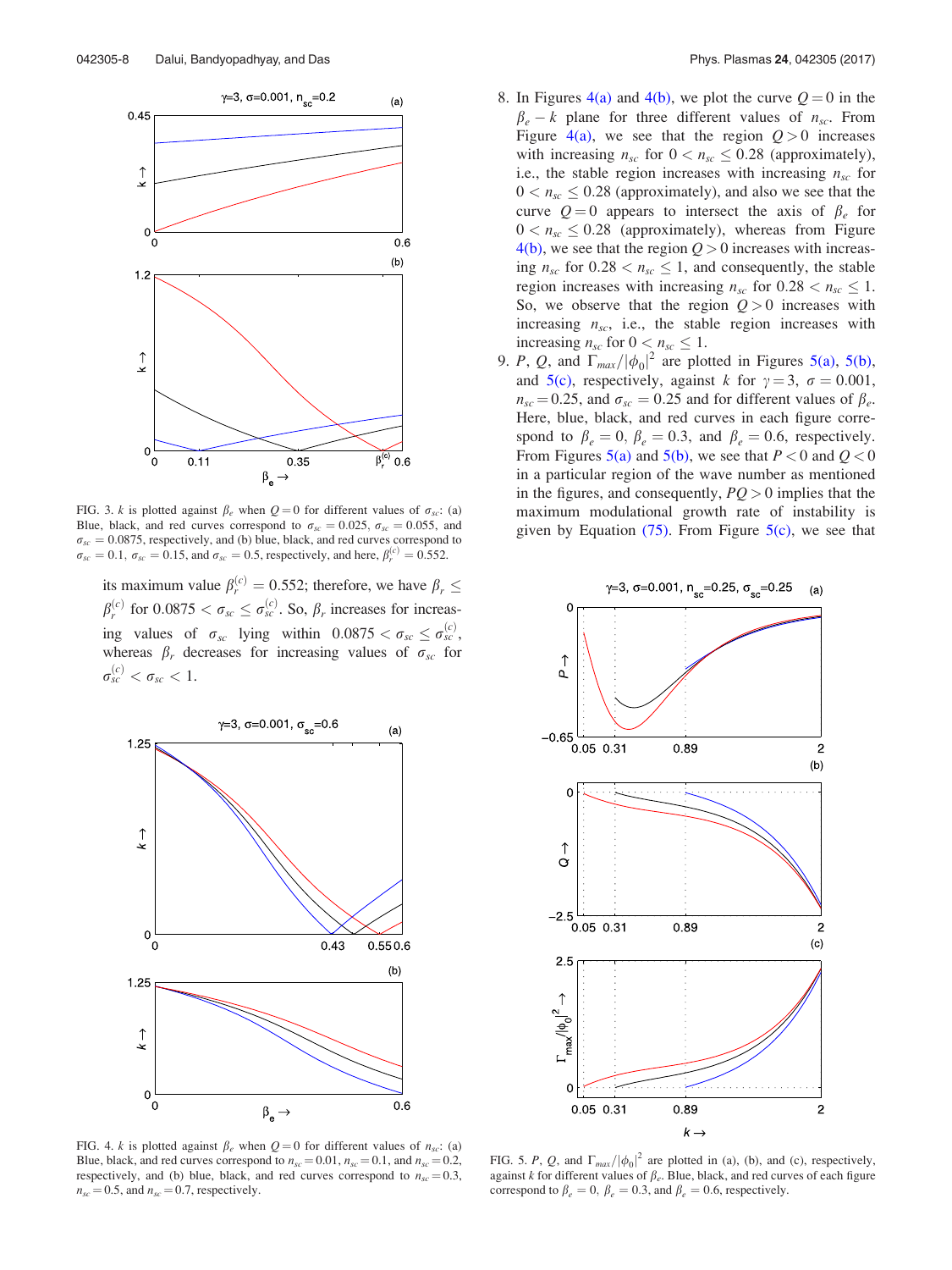γ=3, σ=0.001, $n_{sc}$=0.2

(a)

0.45

k →

0

0

0.6

(b)

1.2

k →

0

0

0.11

0.35

$\beta_r^{(c)}$ 0.6

$\beta_e$ →

FIG. 3. $k$ is plotted against $\beta_e$ when $Q = 0$ for different values of $\sigma_{sc}$: (a) Blue, black, and red curves correspond to $\sigma_{sc} = 0.025$, $\sigma_{sc} = 0.055$, and $\sigma_{sc} = 0.0875$, respectively, and (b) blue, black, and red curves correspond to $\sigma_{sc} = 0.1$, $\sigma_{sc} = 0.15$, and $\sigma_{sc} = 0.5$, respectively, and here, $\beta_r^{(c)} = 0.552$.

its maximum value $\beta_r^{(c)} = 0.552$; therefore, we have $\beta_r \leq \beta_r^{(c)}$ for $0.0875 < \sigma_{sc} \leq \sigma_{sc}^{(c)}$. So, $\beta_r$ increases for increasing values of $\sigma_{sc}$ lying within $0.0875 < \sigma_{sc} \leq \sigma_{sc}^{(c)}$, whereas $\beta_r$ decreases for increasing values of $\sigma_{sc}$ for $\sigma_{sc}^{(c)} < \sigma_{sc} < 1$.

γ=3, σ=0.001, $\sigma_{sc}$=0.6

(a)

1.25

k →

0

0

0.43

0.55 0.6

(b)

1.25

k →

0

0

0.6

$\beta_e$ →

FIG. 4. $k$ is plotted against $\beta_e$ when $Q = 0$ for different values of $n_{sc}$: (a) Blue, black, and red curves correspond to $n_{sc} = 0.01$, $n_{sc} = 0.1$, and $n_{sc} = 0.2$, respectively, and (b) blue, black, and red curves correspond to $n_{sc} = 0.3$, $n_{sc} = 0.5$, and $n_{sc} = 0.7$, respectively.

8. In Figures 4(a) and 4(b), we plot the curve $Q = 0$ in the $\beta_e - k$ plane for three different values of $n_{sc}$. From Figure 4(a), we see that the region $Q > 0$ increases with increasing $n_{sc}$ for $0 < n_{sc} \leq 0.28$ (approximately), i.e., the stable region increases with increasing $n_{sc}$ for $0 < n_{sc} \leq 0.28$ (approximately), and also we see that the curve $Q = 0$ appears to intersect the axis of $\beta_e$ for $0 < n_{sc} \leq 0.28$ (approximately), whereas from Figure 4(b), we see that the region $Q > 0$ increases with increasing $n_{sc}$ for $0.28 < n_{sc} \leq 1$, and consequently, the stable region increases with increasing $n_{sc}$ for $0.28 < n_{sc} \leq 1$. So, we observe that the region $Q > 0$ increases with increasing $n_{sc}$, i.e., the stable region increases with increasing $n_{sc}$ for $0 < n_{sc} \leq 1$.
9. $P$, $Q$, and $\Gamma_{max}/|\phi_0|^2$ are plotted in Figures 5(a), 5(b), and 5(c), respectively, against $k$ for $\gamma = 3$, $\sigma = 0.001$, $n_{sc} = 0.25$, and $\sigma_{sc} = 0.25$ and for different values of $\beta_e$. Here, blue, black, and red curves in each figure correspond to $\beta_e = 0$, $\beta_e = 0.3$, and $\beta_e = 0.6$, respectively. From Figures 5(a) and 5(b), we see that $P < 0$ and $Q < 0$ in a particular region of the wave number as mentioned in the figures, and consequently, $PQ > 0$ implies that the maximum modulational growth rate of instability is given by Equation (75). From Figure 5(c), we see that

γ=3, σ=0.001, $n_{sc}$=0.25, $\sigma_{sc}$=0.25

(a)

0

P →

−0.65

0.05 0.31

0.89

2

(b)

0

Q →

−2.5

0.05 0.31

0.89

2

(c)

2.5

$\Gamma_{max}/|\phi_0|^2$ →

0

0.05 0.31

0.89

2

k →

FIG. 5. $P$, $Q$, and $\Gamma_{max}/|\phi_0|^2$ are plotted in (a), (b), and (c), respectively, against $k$ for different values of $\beta_e$. Blue, black, and red curves of each figure correspond to $\beta_e = 0$, $\beta_e = 0.3$, and $\beta_e = 0.6$, respectively.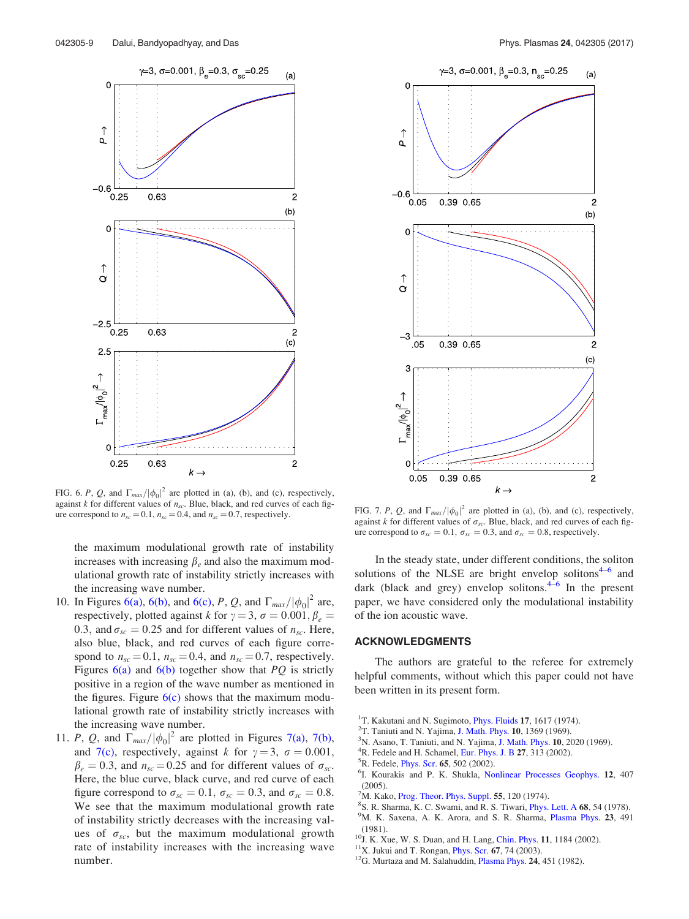γ=3, σ=0.001, $\beta_e$=0.3, $\sigma_{sc}$=0.25

(a)

$P \rightarrow$

0

−0.6

0.25 0.63 2

(b)

$Q \rightarrow$

0

−2.5

0.25 0.63 2

(c)

$\Gamma_{max}/|\phi_0|^2 \rightarrow$

2.5

0

0.25 0.63 2

$k \rightarrow$

FIG. 6. $P$, $Q$, and $\Gamma_{max}/|\phi_0|^2$ are plotted in (a), (b), and (c), respectively, against $k$ for different values of $n_{sc}$. Blue, black, and red curves of each figure correspond to $n_{sc} = 0.1$, $n_{sc} = 0.4$, and $n_{sc} = 0.7$, respectively.

γ=3, σ=0.001, $\beta_e$=0.3, $n_{sc}$=0.25

(a)

$P \rightarrow$

0

−0.6

0.05 0.39 0.65 2

(b)

$Q \rightarrow$

0

−3

.05 0.39 0.65 2

(c)

$\Gamma_{max}/|\phi_0|^2 \rightarrow$

3

0

0.05 0.39 0.65 2

$k \rightarrow$

FIG. 7. $P$, $Q$, and $\Gamma_{max}/|\phi_0|^2$ are plotted in (a), (b), and (c), respectively, against $k$ for different values of $\sigma_{sc}$. Blue, black, and red curves of each figure correspond to $\sigma_{sc} = 0.1$, $\sigma_{sc} = 0.3$, and $\sigma_{sc} = 0.8$, respectively.

the maximum modulational growth rate of instability increases with increasing $\beta_e$ and also the maximum modulational growth rate of instability strictly increases with the increasing wave number.

10. In Figures 6(a), 6(b), and 6(c), $P$, $Q$, and $\Gamma_{max}/|\phi_0|^2$ are, respectively, plotted against $k$ for $\gamma = 3$, $\sigma = 0.001$, $\beta_e = 0.3$, and $\sigma_{sc} = 0.25$ and for different values of $n_{sc}$. Here, also blue, black, and red curves of each figure correspond to $n_{sc} = 0.1$, $n_{sc} = 0.4$, and $n_{sc} = 0.7$, respectively. Figures 6(a) and 6(b) together show that $PQ$ is strictly positive in a region of the wave number as mentioned in the figures. Figure 6(c) shows that the maximum modulational growth rate of instability strictly increases with the increasing wave number.
11. $P$, $Q$, and $\Gamma_{max}/|\phi_0|^2$ are plotted in Figures 7(a), 7(b), and 7(c), respectively, against $k$ for $\gamma = 3$, $\sigma = 0.001$, $\beta_e = 0.3$, and $n_{sc} = 0.25$ and for different values of $\sigma_{sc}$. Here, the blue curve, black curve, and red curve of each figure correspond to $\sigma_{sc} = 0.1$, $\sigma_{sc} = 0.3$, and $\sigma_{sc} = 0.8$. We see that the maximum modulational growth rate of instability strictly decreases with the increasing values of $\sigma_{sc}$, but the maximum modulational growth rate of instability increases with the increasing wave number.

In the steady state, under different conditions, the soliton solutions of the NLSE are bright envelop solitons[4–6] and dark (black and grey) envelop solitons.[4–6] In the present paper, we have considered only the modulational instability of the ion acoustic wave.

## ACKNOWLEDGMENTS

The authors are grateful to the referee for extremely helpful comments, without which this paper could not have been written in its present form.

[1] T. Kakutani and N. Sugimoto, Phys. Fluids **17**, 1617 (1974).
[2] T. Taniuti and N. Yajima, J. Math. Phys. **10**, 1369 (1969).
[3] N. Asano, T. Taniuti, and N. Yajima, J. Math. Phys. **10**, 2020 (1969).
[4] R. Fedele and H. Schamel, Eur. Phys. J. B **27**, 313 (2002).
[5] R. Fedele, Phys. Scr. **65**, 502 (2002).
[6] I. Kourakis and P. K. Shukla, Nonlinear Processes Geophys. **12**, 407 (2005).
[7] M. Kako, Prog. Theor. Phys. Suppl. **55**, 120 (1974).
[8] S. R. Sharma, K. C. Swami, and R. S. Tiwari, Phys. Lett. A **68**, 54 (1978).
[9] M. K. Saxena, A. K. Arora, and S. R. Sharma, Plasma Phys. **23**, 491 (1981).
[10] J. K. Xue, W. S. Duan, and H. Lang, Chin. Phys. **11**, 1184 (2002).
[11] X. Jukui and T. Rongan, Phys. Scr. **67**, 74 (2003).
[12] G. Murtaza and M. Salahuddin, Plasma Phys. **24**, 451 (1982).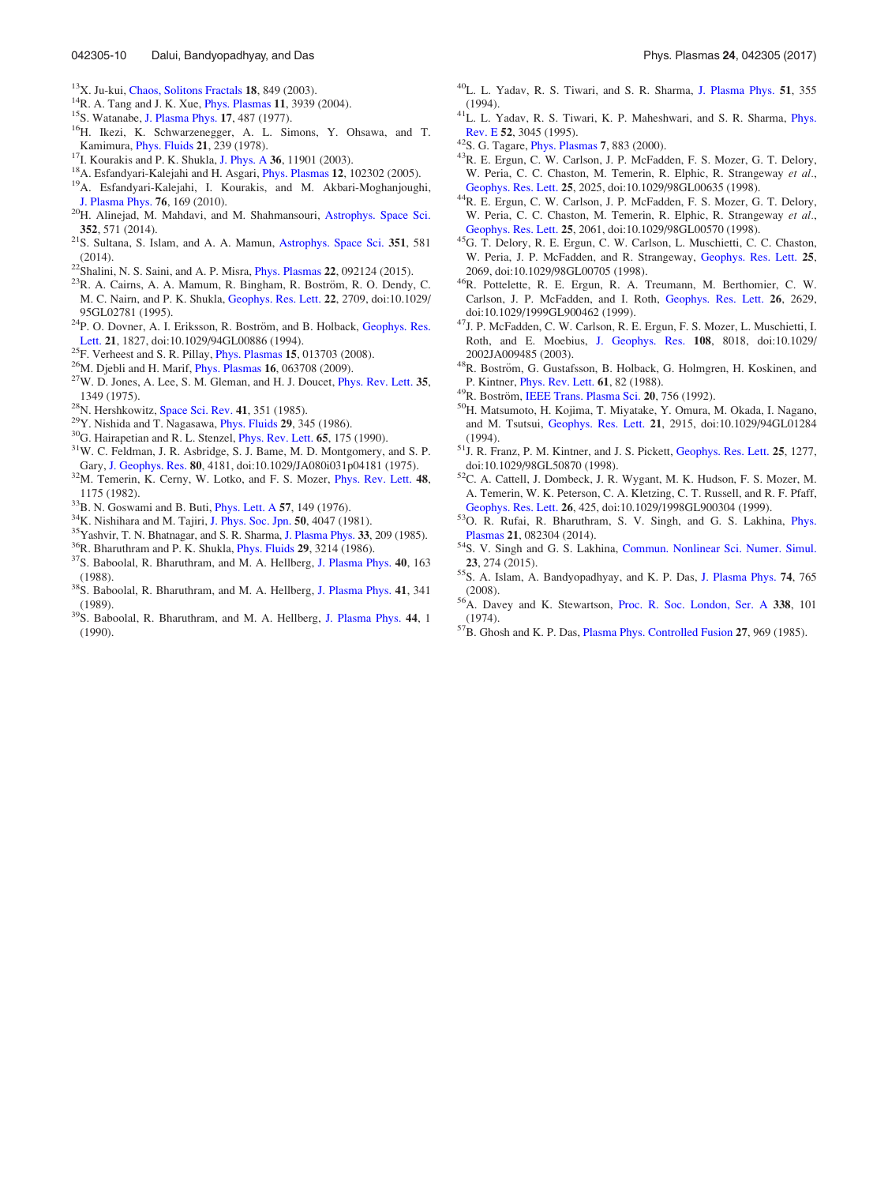[13] X. Ju-kui, Chaos, Solitons Fractals **18**, 849 (2003).

[14] R. A. Tang and J. K. Xue, Phys. Plasmas **11**, 3939 (2004).

[15] S. Watanabe, J. Plasma Phys. **17**, 487 (1977).

[16] H. Ikezi, K. Schwarzenegger, A. L. Simons, Y. Ohsawa, and T. Kamimura, Phys. Fluids **21**, 239 (1978).

[17] I. Kourakis and P. K. Shukla, J. Phys. A **36**, 11901 (2003).

[18] A. Esfandyari-Kalejahi and H. Asgari, Phys. Plasmas **12**, 102302 (2005).

[19] A. Esfandyari-Kalejahi, I. Kourakis, and M. Akbari-Moghanjoughi, J. Plasma Phys. **76**, 169 (2010).

[20] H. Alinejad, M. Mahdavi, and M. Shahmansouri, Astrophys. Space Sci. **352**, 571 (2014).

[21] S. Sultana, S. Islam, and A. A. Mamun, Astrophys. Space Sci. **351**, 581 (2014).

[22] Shalini, N. S. Saini, and A. P. Misra, Phys. Plasmas **22**, 092124 (2015).

[23] R. A. Cairns, A. A. Mamum, R. Bingham, R. Boström, R. O. Dendy, C. M. C. Nairn, and P. K. Shukla, Geophys. Res. Lett. **22**, 2709, doi:10.1029/95GL02781 (1995).

[24] P. O. Dovner, A. I. Eriksson, R. Boström, and B. Holback, Geophys. Res. Lett. **21**, 1827, doi:10.1029/94GL00886 (1994).

[25] F. Verheest and S. R. Pillay, Phys. Plasmas **15**, 013703 (2008).

[26] M. Djebli and H. Marif, Phys. Plasmas **16**, 063708 (2009).

[27] W. D. Jones, A. Lee, S. M. Gleman, and H. J. Doucet, Phys. Rev. Lett. **35**, 1349 (1975).

[28] N. Hershkowitz, Space Sci. Rev. **41**, 351 (1985).

[29] Y. Nishida and T. Nagasawa, Phys. Fluids **29**, 345 (1986).

[30] G. Hairapetian and R. L. Stenzel, Phys. Rev. Lett. **65**, 175 (1990).

[31] W. C. Feldman, J. R. Asbridge, S. J. Bame, M. D. Montgomery, and S. P. Gary, J. Geophys. Res. **80**, 4181, doi:10.1029/JA080i031p04181 (1975).

[32] M. Temerin, K. Cerny, W. Lotko, and F. S. Mozer, Phys. Rev. Lett. **48**, 1175 (1982).

[33] B. N. Goswami and B. Buti, Phys. Lett. A **57**, 149 (1976).

[34] K. Nishihara and M. Tajiri, J. Phys. Soc. Jpn. **50**, 4047 (1981).

[35] Yashvir, T. N. Bhatnagar, and S. R. Sharma, J. Plasma Phys. **33**, 209 (1985).

[36] R. Bharuthram and P. K. Shukla, Phys. Fluids **29**, 3214 (1986).

[37] S. Baboolal, R. Bharuthram, and M. A. Hellberg, J. Plasma Phys. **40**, 163 (1988).

[38] S. Baboolal, R. Bharuthram, and M. A. Hellberg, J. Plasma Phys. **41**, 341 (1989).

[39] S. Baboolal, R. Bharuthram, and M. A. Hellberg, J. Plasma Phys. **44**, 1 (1990).

[40] L. L. Yadav, R. S. Tiwari, and S. R. Sharma, J. Plasma Phys. **51**, 355 (1994).

[41] L. L. Yadav, R. S. Tiwari, K. P. Maheshwari, and S. R. Sharma, Phys. Rev. E **52**, 3045 (1995).

[42] S. G. Tagare, Phys. Plasmas **7**, 883 (2000).

[43] R. E. Ergun, C. W. Carlson, J. P. McFadden, F. S. Mozer, G. T. Delory, W. Peria, C. C. Chaston, M. Temerin, R. Elphic, R. Strangeway *et al.*, Geophys. Res. Lett. **25**, 2025, doi:10.1029/98GL00635 (1998).

[44] R. E. Ergun, C. W. Carlson, J. P. McFadden, F. S. Mozer, G. T. Delory, W. Peria, C. C. Chaston, M. Temerin, R. Elphic, R. Strangeway *et al.*, Geophys. Res. Lett. **25**, 2061, doi:10.1029/98GL00570 (1998).

[45] G. T. Delory, R. E. Ergun, C. W. Carlson, L. Muschietti, C. C. Chaston, W. Peria, J. P. McFadden, and R. Strangeway, Geophys. Res. Lett. **25**, 2069, doi:10.1029/98GL00705 (1998).

[46] R. Pottelette, R. E. Ergun, R. A. Treumann, M. Berthomier, C. W. Carlson, J. P. McFadden, and I. Roth, Geophys. Res. Lett. **26**, 2629, doi:10.1029/1999GL900462 (1999).

[47] J. P. McFadden, C. W. Carlson, R. E. Ergun, F. S. Mozer, L. Muschietti, I. Roth, and E. Moebius, J. Geophys. Res. **108**, 8018, doi:10.1029/2002JA009485 (2003).

[48] R. Boström, G. Gustafsson, B. Holback, G. Holmgren, H. Koskinen, and P. Kintner, Phys. Rev. Lett. **61**, 82 (1988).

[49] R. Boström, IEEE Trans. Plasma Sci. **20**, 756 (1992).

[50] H. Matsumoto, H. Kojima, T. Miyatake, Y. Omura, M. Okada, I. Nagano, and M. Tsutsui, Geophys. Res. Lett. **21**, 2915, doi:10.1029/94GL01284 (1994).

[51] J. R. Franz, P. M. Kintner, and J. S. Pickett, Geophys. Res. Lett. **25**, 1277, doi:10.1029/98GL50870 (1998).

[52] C. A. Cattell, J. Dombeck, J. R. Wygant, M. K. Hudson, F. S. Mozer, M. A. Temerin, W. K. Peterson, C. A. Kletzing, C. T. Russell, and R. F. Pfaff, Geophys. Res. Lett. **26**, 425, doi:10.1029/1998GL900304 (1999).

[53] O. R. Rufai, R. Bharuthram, S. V. Singh, and G. S. Lakhina, Phys. Plasmas **21**, 082304 (2014).

[54] S. V. Singh and G. S. Lakhina, Commun. Nonlinear Sci. Numer. Simul. **23**, 274 (2015).

[55] S. A. Islam, A. Bandyopadhyay, and K. P. Das, J. Plasma Phys. **74**, 765 (2008).

[56] A. Davey and K. Stewartson, Proc. R. Soc. London, Ser. A **338**, 101 (1974).

[57] B. Ghosh and K. P. Das, Plasma Phys. Controlled Fusion **27**, 969 (1985).